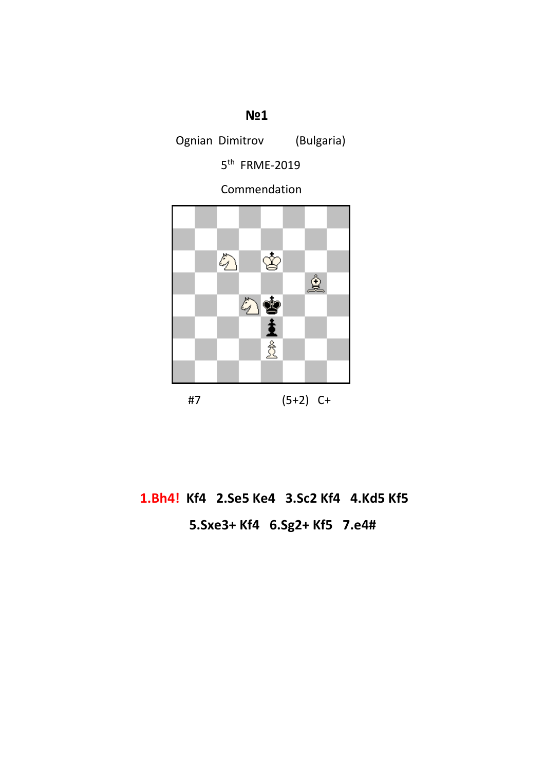# №1

Ognian Dimitrov (Bulgaria)

5th FRME-2019

Commendation

#7 (5+2) C+

**1.Bh4! Kf4 2.Se5 Ke4 3.Sc2 Kf4 4.Kd5 Kf5**

**5.Sxe3+ Kf4 6.Sg2+ Kf5 7.e4#**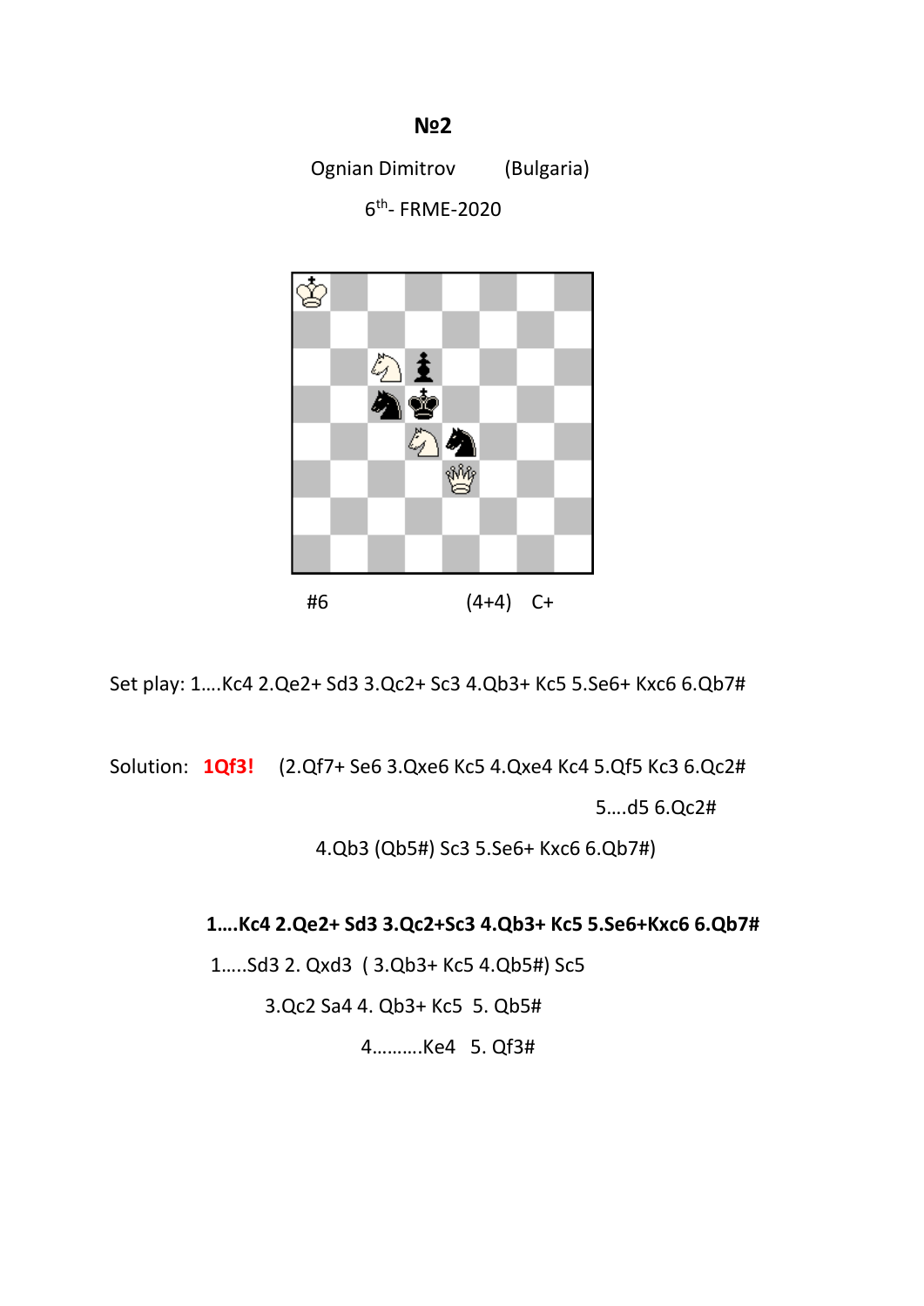# №2

Ognian Dimitrov (Bulgaria)

6th- FRME-2020

#6 (4+4) C+

Set play: 1….Kc4 2.Qe2+ Sd3 3.Qc2+ Sc3 4.Qb3+ Kc5 5.Se6+ Kxc6 6.Qb7#

Solution: **1Qf3!** (2.Qf7+ Se6 3.Qxe6 Kc5 4.Qxe4 Kc4 5.Qf5 Kc3 6.Qc2#

5….d5 6.Qc2#

4.Qb3 (Qb5#) Sc3 5.Se6+ Kxc6 6.Qb7#)

**1….Kc4 2.Qe2+ Sd3 3.Qc2+Sc3 4.Qb3+ Kc5 5.Se6+Kxc6 6.Qb7#**

1…..Sd3 2. Qxd3 ( 3.Qb3+ Kc5 4.Qb5#) Sc5

3.Qc2 Sa4 4. Qb3+ Kc5 5. Qb5#

4……….Ke4 5. Qf3#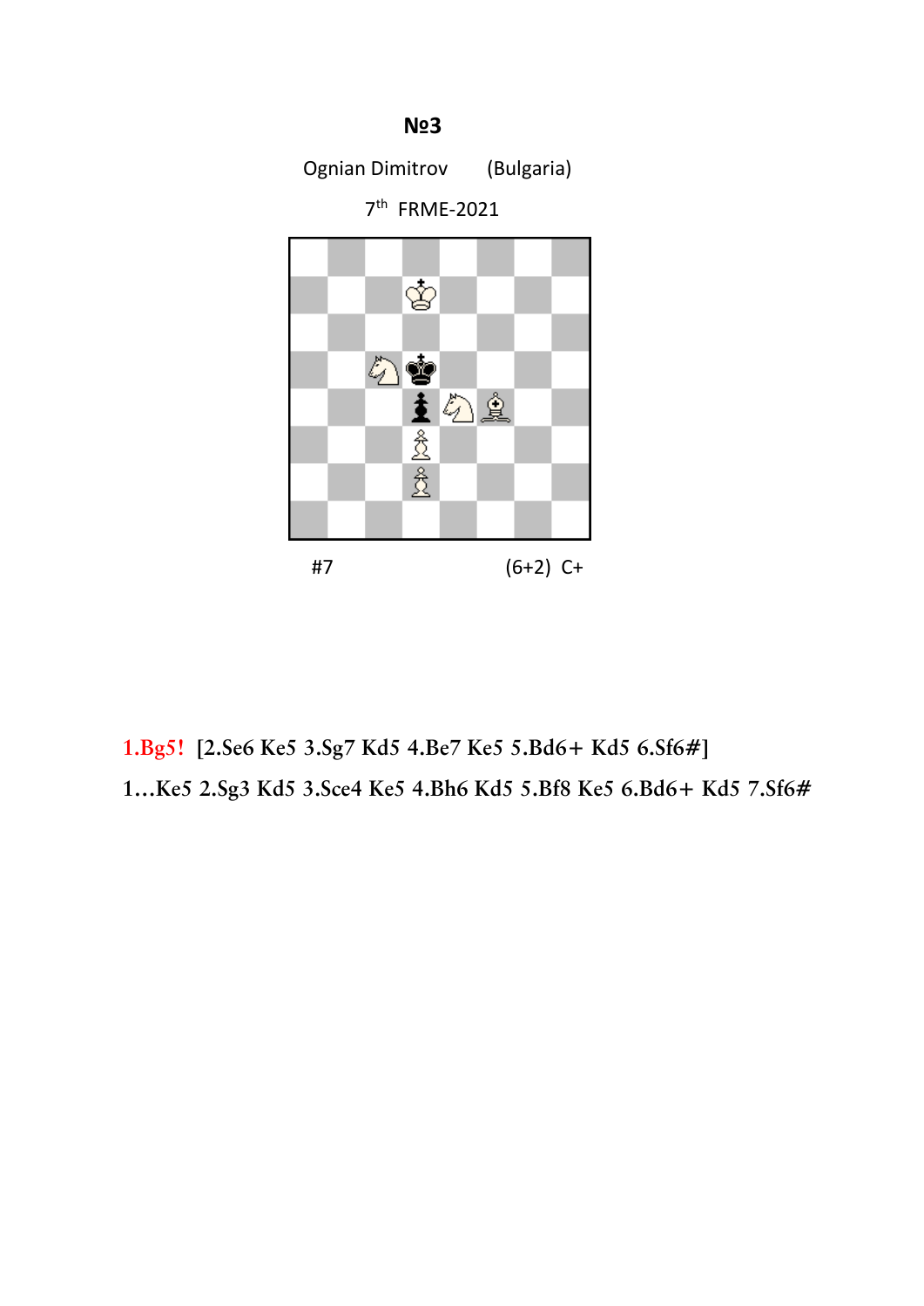**№3**

Ognian Dimitrov (Bulgaria)

7th FRME-2021

#7 (6+2) C+

**1.Bg5!** [2.Se6 Ke5 3.Sg7 Kd5 4.Be7 Ke5 5.Bd6+ Kd5 6.Sf6#]

1…Ke5 2.Sg3 Kd5 3.Sce4 Ke5 4.Bh6 Kd5 5.Bf8 Ke5 6.Bd6+ Kd5 7.Sf6#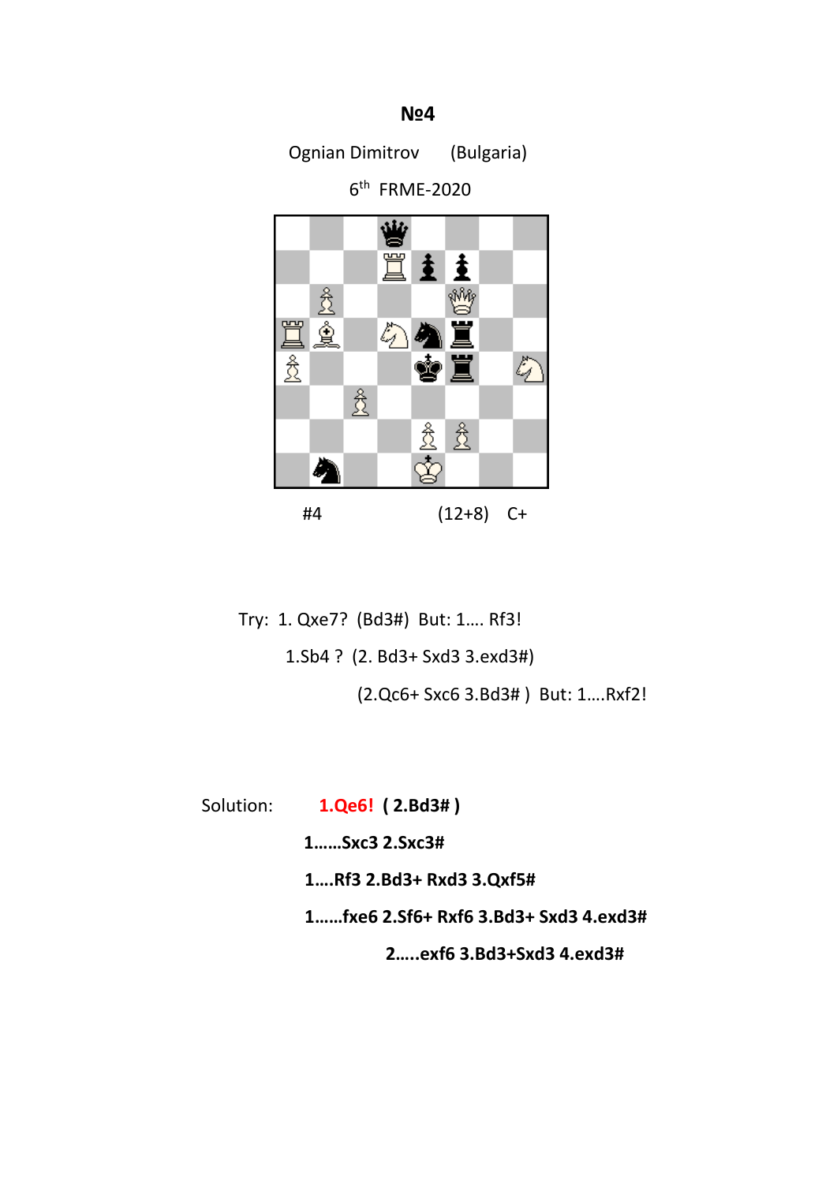**№4**

Ognian Dimitrov (Bulgaria)

6th FRME-2020

#4 (12+8) C+

Try: 1. Qxe7? (Bd3#) But: 1.... Rf3!

1.Sb4 ? (2. Bd3+ Sxd3 3.exd3#)

(2.Qc6+ Sxc6 3.Bd3# ) But: 1....Rxf2!

Solution: **1.Qe6!** **( 2.Bd3# )**

**1......Sxc3 2.Sxc3#**

**1....Rf3 2.Bd3+ Rxd3 3.Qxf5#**

**1......fxe6 2.Sf6+ Rxf6 3.Bd3+ Sxd3 4.exd3#**

**2.....exf6 3.Bd3+Sxd3 4.exd3#**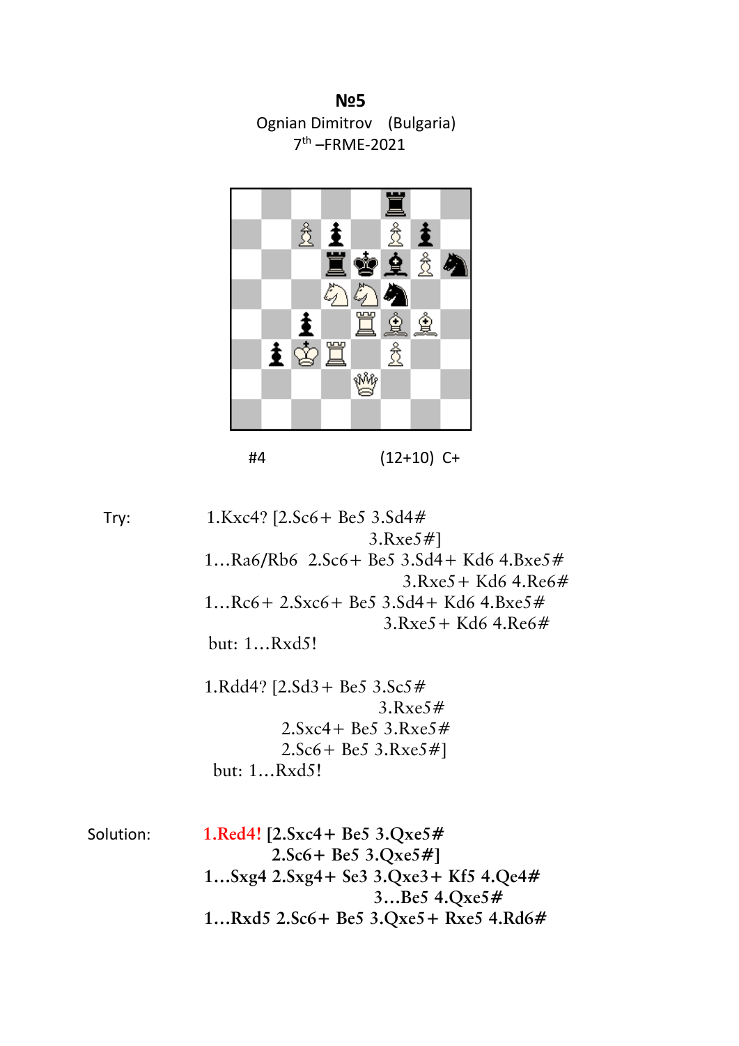**№5**

Ognian Dimitrov (Bulgaria)

7th –FRME-2021

#4 (12+10) C+

Try:

1.Kxc4? [2.Sc6+ Be5 3.Sd4#
3.Rxe5#]
1…Ra6/Rb6 2.Sc6+ Be5 3.Sd4+ Kd6 4.Bxe5#
3.Rxe5+ Kd6 4.Re6#
1…Rc6+ 2.Sxc6+ Be5 3.Sd4+ Kd6 4.Bxe5#
3.Rxe5+ Kd6 4.Re6#
but: 1…Rxd5!

1.Rdd4? [2.Sd3+ Be5 3.Sc5#
3.Rxe5#
2.Sxc4+ Be5 3.Rxe5#
2.Sc6+ Be5 3.Rxe5#]
but: 1…Rxd5!

Solution:

**1.Red4! [2.Sxc4+ Be5 3.Qxe5#**
**2.Sc6+ Be5 3.Qxe5#]**
**1…Sxg4 2.Sxg4+ Se3 3.Qxe3+ Kf5 4.Qe4#**
**3…Be5 4.Qxe5#**
**1…Rxd5 2.Sc6+ Be5 3.Qxe5+ Rxe5 4.Rd6#**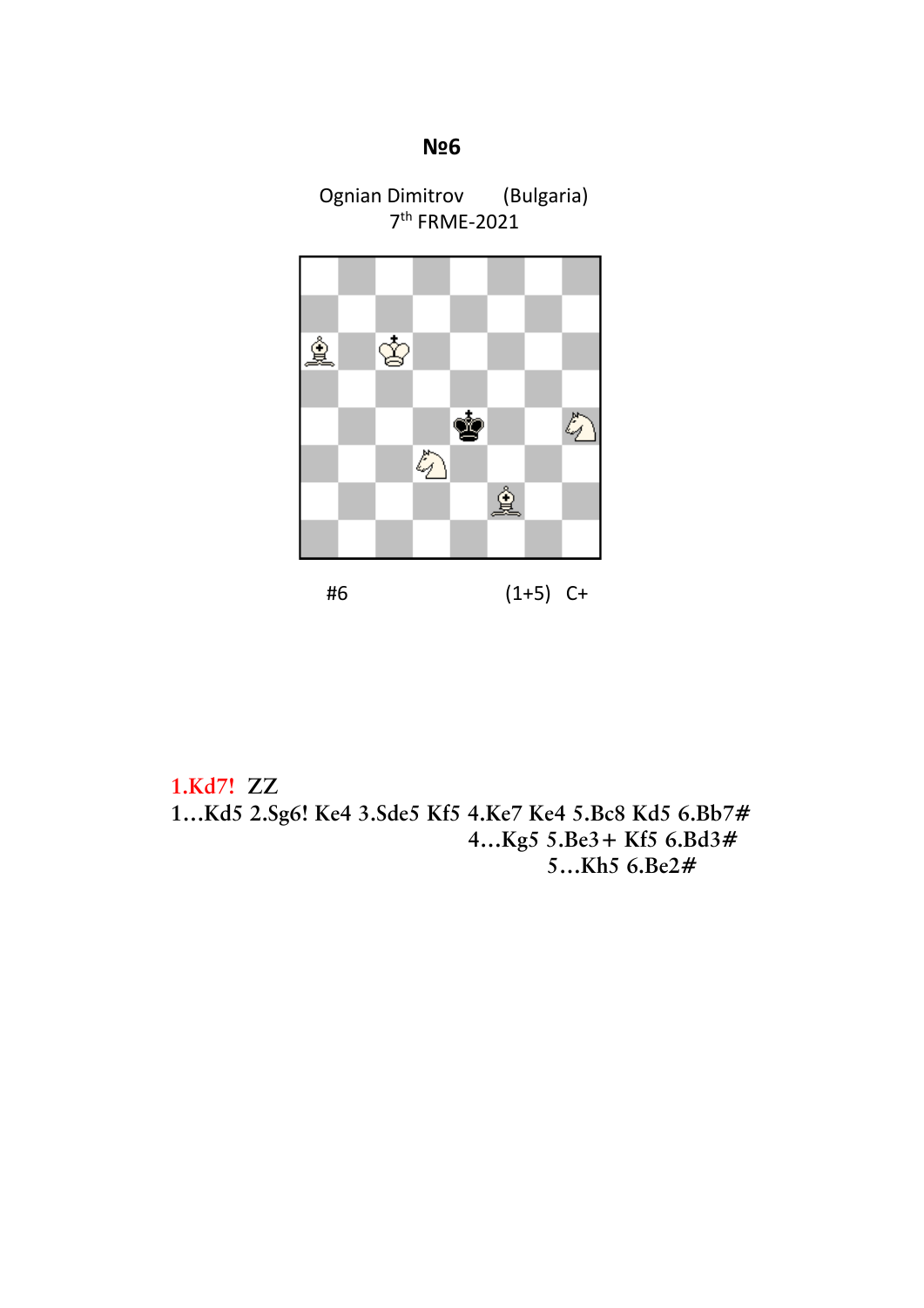**№6**

Ognian Dimitrov (Bulgaria)
7th FRME-2021

#6 (1+5) C+

1.Kd7! ZZ

1…Kd5 2.Sg6! Ke4 3.Sde5 Kf5 4.Ke7 Ke4 5.Bc8 Kd5 6.Bb7#

4…Kg5 5.Be3+ Kf5 6.Bd3#

5…Kh5 6.Be2#